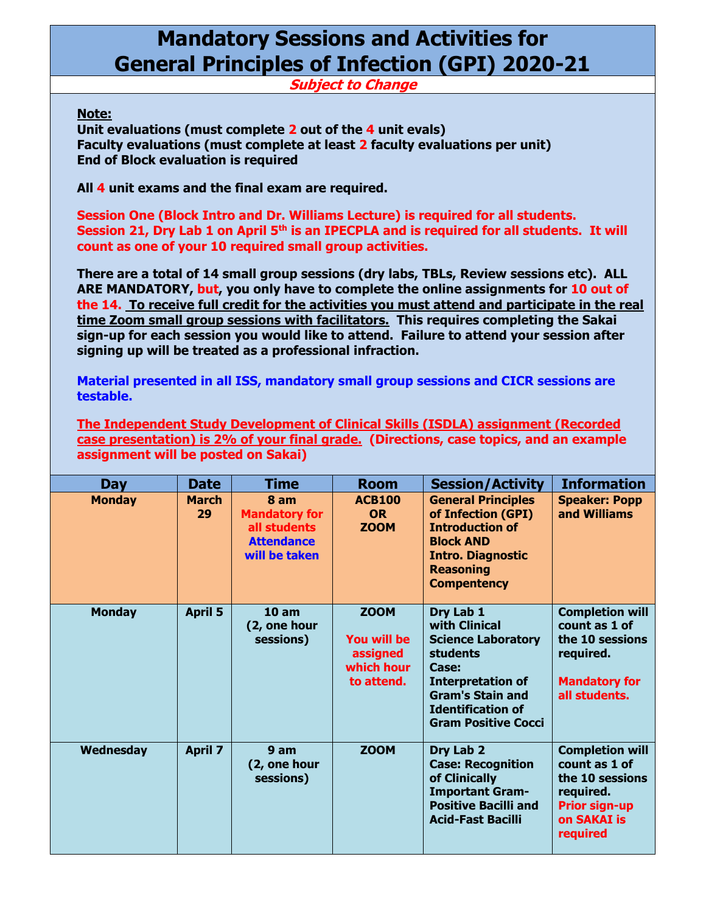# Mandatory Sessions and Activities for General Principles of Infection (GPI) 2020-21

***Subject to Change***

**Note:**

**Unit evaluations (must complete 2 out of the 4 unit evals)**
**Faculty evaluations (must complete at least 2 faculty evaluations per unit)**
**End of Block evaluation is required**

**All 4 unit exams and the final exam are required.**

**Session One (Block Intro and Dr. Williams Lecture) is required for all students. Session 21, Dry Lab 1 on April 5th is an IPECPLA and is required for all students. It will count as one of your 10 required small group activities.**

**There are a total of 14 small group sessions (dry labs, TBLs, Review sessions etc). ALL ARE MANDATORY, but, you only have to complete the online assignments for 10 out of the 14. <u>To receive full credit for the activities you must attend and participate in the real time Zoom small group sessions with facilitators.</u> This requires completing the Sakai sign-up for each session you would like to attend. Failure to attend your session after signing up will be treated as a professional infraction.**

**Material presented in all ISS, mandatory small group sessions and CICR sessions are testable.**

**<u>The Independent Study Development of Clinical Skills (ISDLA) assignment (Recorded case presentation) is 2% of your final grade.</u> (Directions, case topics, and an example assignment will be posted on Sakai)**

| Day | Date | Time | Room | Session/Activity | Information |
|---|---|---|---|---|---|
| Monday | March 29 | 8 am Mandatory for all students Attendance will be taken | ACB100 OR ZOOM | General Principles of Infection (GPI) Introduction of Block AND Intro. Diagnostic Reasoning Compentency | Speaker: Popp and Williams |
| Monday | April 5 | 10 am (2, one hour sessions) | ZOOM You will be assigned which hour to attend. | Dry Lab 1 with Clinical Science Laboratory students Case: Interpretation of Gram's Stain and Identification of Gram Positive Cocci | Completion will count as 1 of the 10 sessions required. Mandatory for all students. |
| Wednesday | April 7 | 9 am (2, one hour sessions) | ZOOM | Dry Lab 2 Case: Recognition of Clinically Important Gram-Positive Bacilli and Acid-Fast Bacilli | Completion will count as 1 of the 10 sessions required. Prior sign-up on SAKAI is required |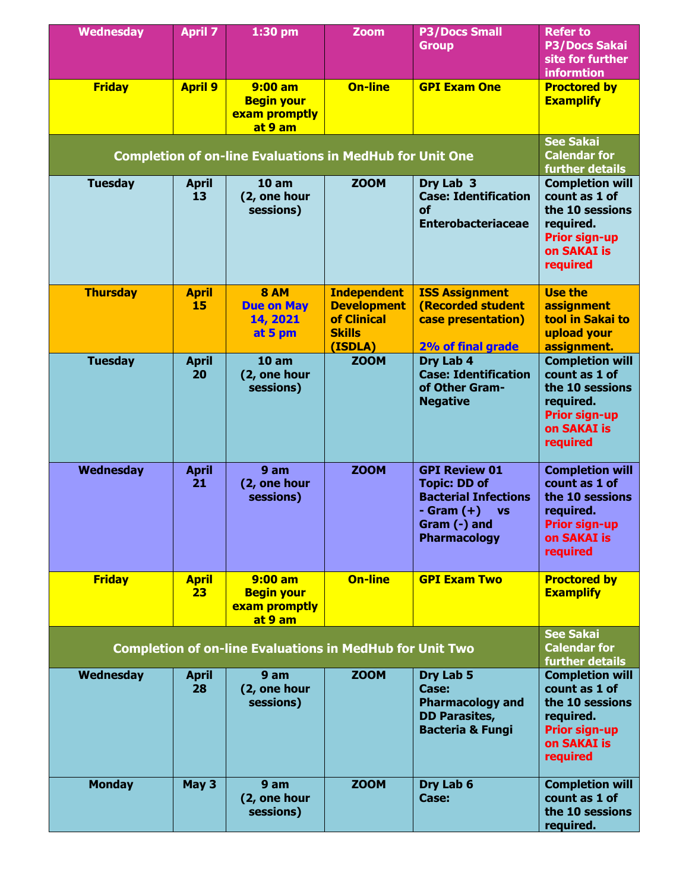| Wednesday | April 7 | 1:30 pm | Zoom | P3/Docs Small Group | Refer to P3/Docs Sakai site for further informtion |
| --- | --- | --- | --- | --- | --- |
| Friday | April 9 | 9:00 am Begin your exam promptly at 9 am | On-line | GPI Exam One | Proctored by Examplify |
| Completion of on-line Evaluations in MedHub for Unit One | | | | | See Sakai Calendar for further details |
| Tuesday | April 13 | 10 am (2, one hour sessions) | ZOOM | Dry Lab 3 Case: Identification of Enterobacteriaceae | Completion will count as 1 of the 10 sessions required. Prior sign-up on SAKAI is required |
| Thursday | April 15 | 8 AM Due on May 14, 2021 at 5 pm | Independent Development of Clinical Skills (ISDLA) | ISS Assignment (Recorded student case presentation) 2% of final grade | Use the assignment tool in Sakai to upload your assignment. |
| Tuesday | April 20 | 10 am (2, one hour sessions) | ZOOM | Dry Lab 4 Case: Identification of Other Gram-Negative | Completion will count as 1 of the 10 sessions required. Prior sign-up on SAKAI is required |
| Wednesday | April 21 | 9 am (2, one hour sessions) | ZOOM | GPI Review 01 Topic: DD of Bacterial Infections - Gram (+) vs Gram (-) and Pharmacology | Completion will count as 1 of the 10 sessions required. Prior sign-up on SAKAI is required |
| Friday | April 23 | 9:00 am Begin your exam promptly at 9 am | On-line | GPI Exam Two | Proctored by Examplify |
| Completion of on-line Evaluations in MedHub for Unit Two | | | | | See Sakai Calendar for further details |
| Wednesday | April 28 | 9 am (2, one hour sessions) | ZOOM | Dry Lab 5 Case: Pharmacology and DD Parasites, Bacteria & Fungi | Completion will count as 1 of the 10 sessions required. Prior sign-up on SAKAI is required |
| Monday | May 3 | 9 am (2, one hour sessions) | ZOOM | Dry Lab 6 Case: | Completion will count as 1 of the 10 sessions required. |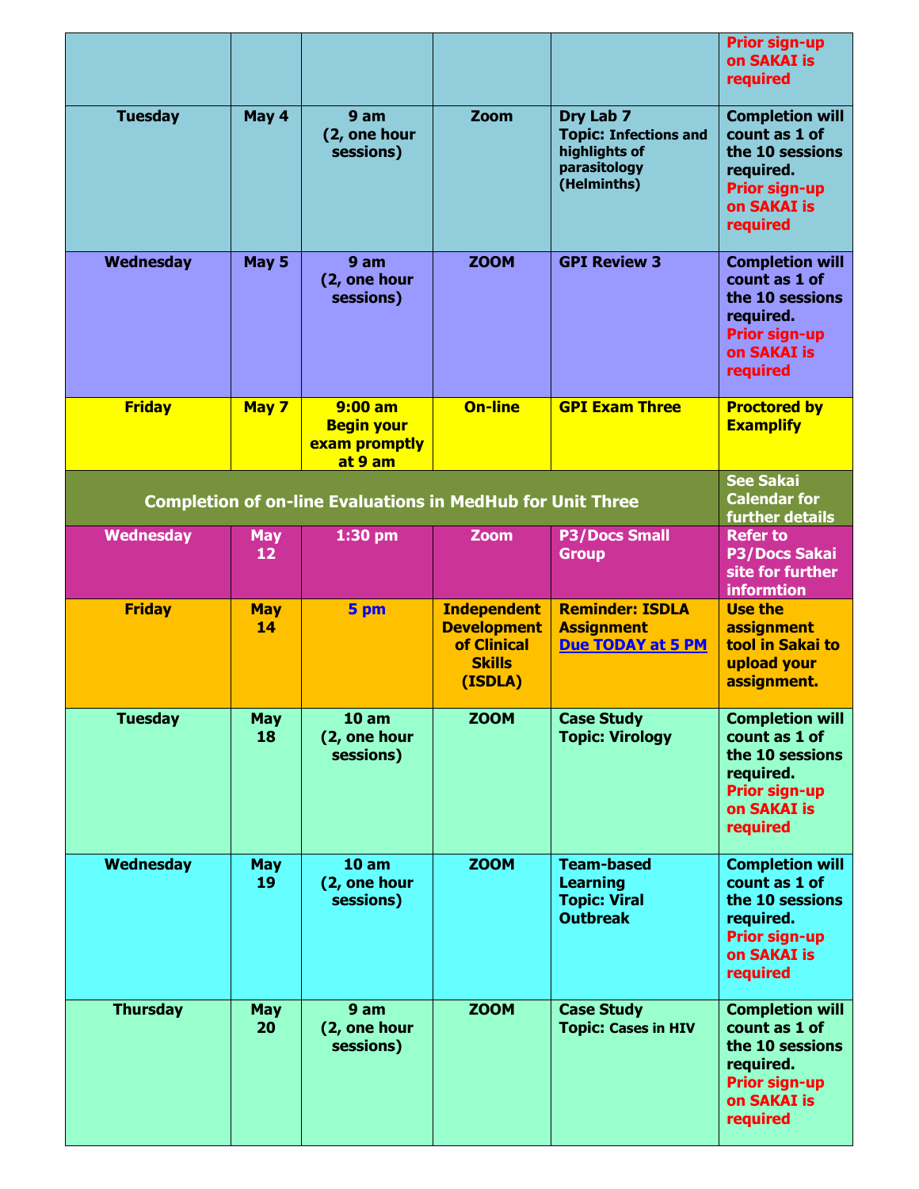|  |  |  |  |  |  |
|---|---|---|---|---|---|
|  |  |  |  |  | **Prior sign-up on SAKAI is required** |
| **Tuesday** | **May 4** | **9 am (2, one hour sessions)** | **Zoom** | **Dry Lab 7 Topic: Infections and highlights of parasitology (Helminths)** | **Completion will count as 1 of the 10 sessions required. Prior sign-up on SAKAI is required** |
| **Wednesday** | **May 5** | **9 am (2, one hour sessions)** | **ZOOM** | **GPI Review 3** | **Completion will count as 1 of the 10 sessions required. Prior sign-up on SAKAI is required** |
| **Friday** | **May 7** | **9:00 am Begin your exam promptly at 9 am** | **On-line** | **GPI Exam Three** | **Proctored by Examplify** |
| **Completion of on-line Evaluations in MedHub for Unit Three** |  |  |  |  | **See Sakai Calendar for further details** |
| **Wednesday** | **May 12** | **1:30 pm** | **Zoom** | **P3/Docs Small Group** | **Refer to P3/Docs Sakai site for further informtion** |
| **Friday** | **May 14** | **5 pm** | **Independent Development of Clinical Skills (ISDLA)** | **Reminder: ISDLA Assignment Due TODAY at 5 PM** | **Use the assignment tool in Sakai to upload your assignment.** |
| **Tuesday** | **May 18** | **10 am (2, one hour sessions)** | **ZOOM** | **Case Study Topic: Virology** | **Completion will count as 1 of the 10 sessions required. Prior sign-up on SAKAI is required** |
| **Wednesday** | **May 19** | **10 am (2, one hour sessions)** | **ZOOM** | **Team-based Learning Topic: Viral Outbreak** | **Completion will count as 1 of the 10 sessions required. Prior sign-up on SAKAI is required** |
| **Thursday** | **May 20** | **9 am (2, one hour sessions)** | **ZOOM** | **Case Study Topic: Cases in HIV** | **Completion will count as 1 of the 10 sessions required. Prior sign-up on SAKAI is required** |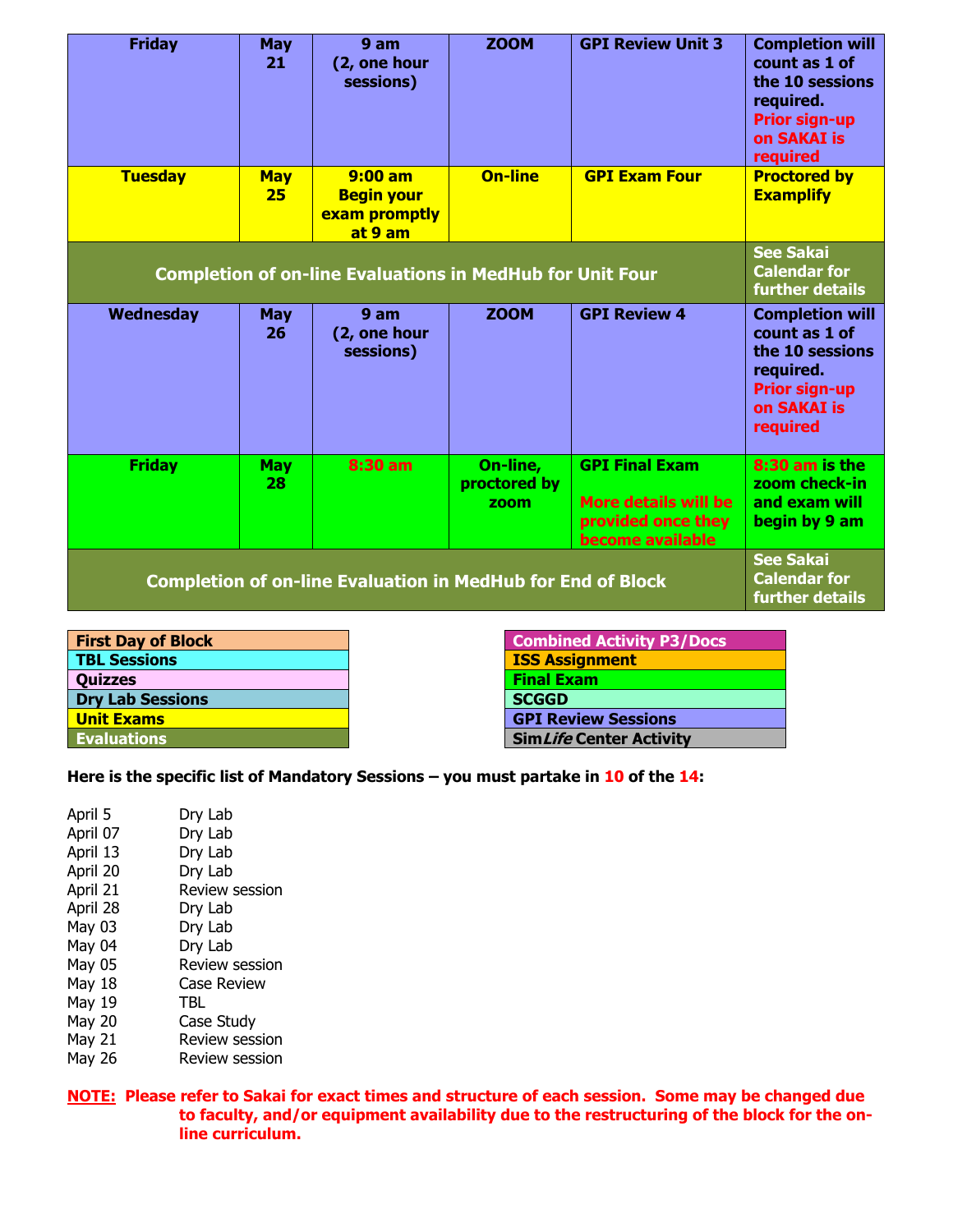| | | | | | |
|---|---|---|---|---|---|
| **Friday** | **May 21** | **9 am (2, one hour sessions)** | **ZOOM** | **GPI Review Unit 3** | **Completion will count as 1 of the 10 sessions required. Prior sign-up on SAKAI is required** |
| **Tuesday** | **May 25** | **9:00 am Begin your exam promptly at 9 am** | **On-line** | **GPI Exam Four** | **Proctored by Examplify** |
| **Completion of on-line Evaluations in MedHub for Unit Four** | | | | | **See Sakai Calendar for further details** |
| **Wednesday** | **May 26** | **9 am (2, one hour sessions)** | **ZOOM** | **GPI Review 4** | **Completion will count as 1 of the 10 sessions required. Prior sign-up on SAKAI is required** |
| **Friday** | **May 28** | **8:30 am** | **On-line, proctored by zoom** | **GPI Final Exam** **More details will be provided once they become available** | **8:30 am is the zoom check-in and exam will begin by 9 am** |
| **Completion of on-line Evaluation in MedHub for End of Block** | | | | | **See Sakai Calendar for further details** |

| | |
|---|---|
| **First Day of Block** | **Combined Activity P3/Docs** |
| **TBL Sessions** | **ISS Assignment** |
| **Quizzes** | **Final Exam** |
| **Dry Lab Sessions** | **SCGGD** |
| **Unit Exams** | **GPI Review Sessions** |
| **Evaluations** | **Sim*Life* Center Activity** |

**Here is the specific list of Mandatory Sessions – you must partake in 10 of the 14:**

| | |
|---|---|
| April 5 | Dry Lab |
| April 07 | Dry Lab |
| April 13 | Dry Lab |
| April 20 | Dry Lab |
| April 21 | Review session |
| April 28 | Dry Lab |
| May 03 | Dry Lab |
| May 04 | Dry Lab |
| May 05 | Review session |
| May 18 | Case Review |
| May 19 | TBL |
| May 20 | Case Study |
| May 21 | Review session |
| May 26 | Review session |

**NOTE: Please refer to Sakai for exact times and structure of each session. Some may be changed due to faculty, and/or equipment availability due to the restructuring of the block for the on-line curriculum.**